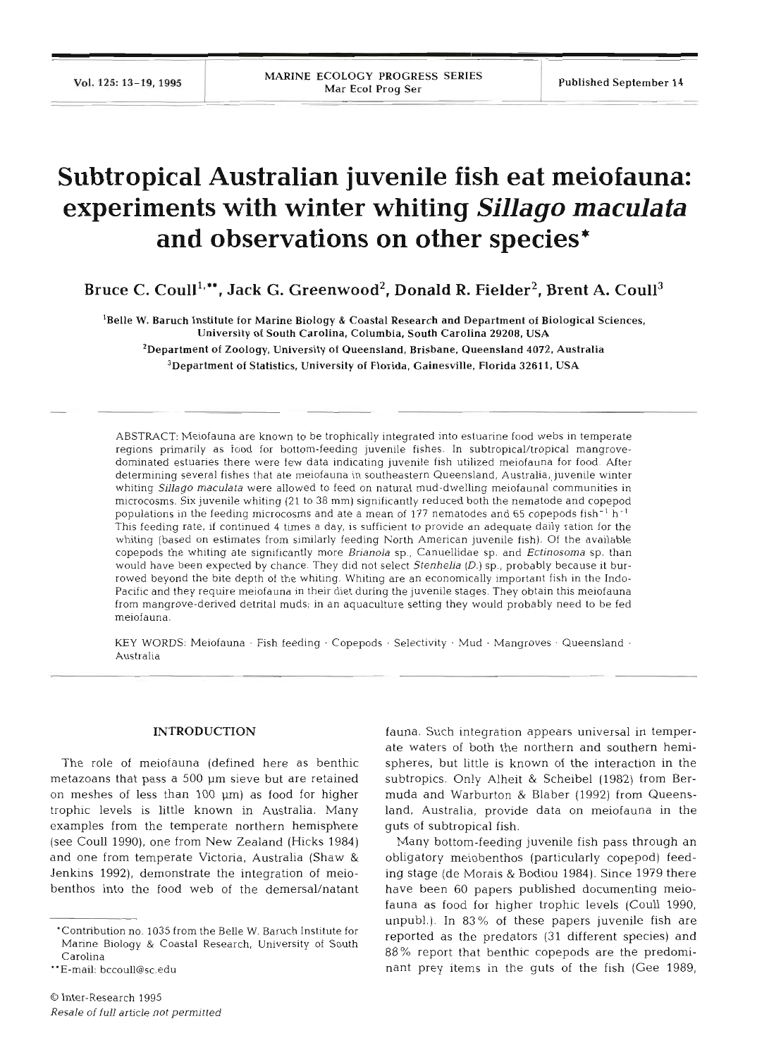# Subtropical Australian juvenile fish eat meiofauna: experiments with winter whiting *Sillago maculata* and observations on other species*

**Bruce C. Coull[1,**], Jack G. Greenwood[2], Donald R. Fielder[2], Brent A. Coull[3]**

[1]Belle W. Baruch Institute for Marine Biology & Coastal Research and Department of Biological Sciences, University of South Carolina, Columbia, South Carolina 29208, USA

[2]Department of Zoology, University of Queensland, Brisbane, Queensland 4072, Australia

[3]Department of Statistics, University of Florida, Gainesville, Florida 32611, USA

ABSTRACT: Meiofauna are known to be trophically integrated into estuarine food webs in temperate regions primarily as food for bottom-feeding juvenile fishes. In subtropical/tropical mangrove-dominated estuaries there were few data indicating juvenile fish utilized meiofauna for food. After determining several fishes that ate meiofauna in southeastern Queensland, Australia, juvenile winter whiting *Sillago maculata* were allowed to feed on natural mud-dwelling meiofaunal communities in microcosms. Six juvenile whiting (21 to 38 mm) significantly reduced both the nematode and copepod populations in the feeding microcosms and ate a mean of 177 nematodes and 65 copepods fish$^{-1}$ h$^{-1}$. This feeding rate, if continued 4 times a day, is sufficient to provide an adequate daily ration for the whiting (based on estimates from similarly feeding North American juvenile fish). Of the available copepods the whiting ate significantly more *Brianola* sp., Canuellidae sp. and *Ectinosoma* sp. than would have been expected by chance. They did not select *Stenhelia* (*D.*) sp., probably because it burrowed beyond the bite depth of the whiting. Whiting are an economically important fish in the Indo-Pacific and they require meiofauna in their diet during the juvenile stages. They obtain this meiofauna from mangrove-derived detrital muds; in an aquaculture setting they would probably need to be fed meiofauna.

KEY WORDS: Meiofauna · Fish feeding · Copepods · Selectivity · Mud · Mangroves · Queensland · Australia

## INTRODUCTION

The role of meiofauna (defined here as benthic metazoans that pass a 500 µm sieve but are retained on meshes of less than 100 µm) as food for higher trophic levels is little known in Australia. Many examples from the temperate northern hemisphere (see Coull 1990), one from New Zealand (Hicks 1984) and one from temperate Victoria, Australia (Shaw & Jenkins 1992), demonstrate the integration of meiobenthos into the food web of the demersal/natant fauna. Such integration appears universal in temperate waters of both the northern and southern hemispheres, but little is known of the interaction in the subtropics. Only Alheit & Scheibel (1982) from Bermuda and Warburton & Blaber (1992) from Queensland, Australia, provide data on meiofauna in the guts of subtropical fish.

Many bottom-feeding juvenile fish pass through an obligatory meiobenthos (particularly copepod) feeding stage (de Morais & Bodiou 1984). Since 1979 there have been 60 papers published documenting meiofauna as food for higher trophic levels (Coull 1990, unpubl.). In 83% of these papers juvenile fish are reported as the predators (31 different species) and 88% report that benthic copepods are the predominant prey items in the guts of the fish (Gee 1989,

*Contribution no. 1035 from the Belle W. Baruch Institute for Marine Biology & Coastal Research, University of South Carolina

**E-mail: bccoull@sc.edu

© Inter-Research 1995

*Resale of full article not permitted*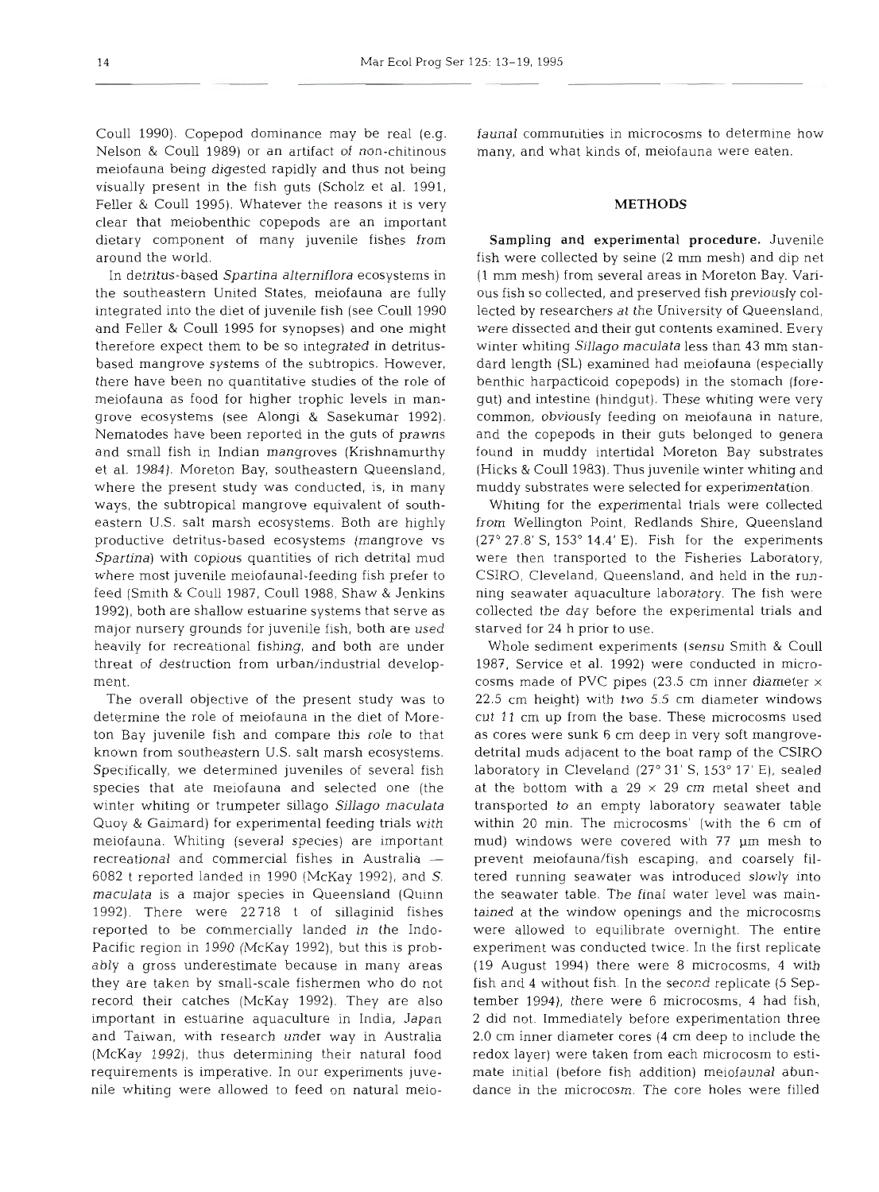Coull 1990). Copepod dominance may be real (e.g. Nelson & Coull 1989) or an artifact of non-chitinous meiofauna being digested rapidly and thus not being visually present in the fish guts (Scholz et al. 1991, Feller & Coull 1995). Whatever the reasons it is very clear that meiobenthic copepods are an important dietary component of many juvenile fishes from around the world.

In detritus-based *Spartina alterniflora* ecosystems in the southeastern United States, meiofauna are fully integrated into the diet of juvenile fish (see Coull 1990 and Feller & Coull 1995 for synopses) and one might therefore expect them to be so integrated in detritus-based mangrove systems of the subtropics. However, there have been no quantitative studies of the role of meiofauna as food for higher trophic levels in mangrove ecosystems (see Alongi & Sasekumar 1992). Nematodes have been reported in the guts of prawns and small fish in Indian mangroves (Krishnamurthy et al. 1984). Moreton Bay, southeastern Queensland, where the present study was conducted, is, in many ways, the subtropical mangrove equivalent of southeastern U.S. salt marsh ecosystems. Both are highly productive detritus-based ecosystems (mangrove vs *Spartina*) with copious quantities of rich detrital mud where most juvenile meiofaunal-feeding fish prefer to feed (Smith & Coull 1987, Coull 1988, Shaw & Jenkins 1992), both are shallow estuarine systems that serve as major nursery grounds for juvenile fish, both are used heavily for recreational fishing, and both are under threat of destruction from urban/industrial development.

The overall objective of the present study was to determine the role of meiofauna in the diet of Moreton Bay juvenile fish and compare this role to that known from southeastern U.S. salt marsh ecosystems. Specifically, we determined juveniles of several fish species that ate meiofauna and selected one (the winter whiting or trumpeter sillago *Sillago maculata* Quoy & Gaimard) for experimental feeding trials with meiofauna. Whiting (several species) are important recreational and commercial fishes in Australia — 6082 t reported landed in 1990 (McKay 1992), and *S. maculata* is a major species in Queensland (Quinn 1992). There were 22718 t of sillaginid fishes reported to be commercially landed in the Indo-Pacific region in 1990 (McKay 1992), but this is probably a gross underestimate because in many areas they are taken by small-scale fishermen who do not record their catches (McKay 1992). They are also important in estuarine aquaculture in India, Japan and Taiwan, with research under way in Australia (McKay 1992), thus determining their natural food requirements is imperative. In our experiments juvenile whiting were allowed to feed on natural meiofaunal communities in microcosms to determine how many, and what kinds of, meiofauna were eaten.

## METHODS

**Sampling and experimental procedure.** Juvenile fish were collected by seine (2 mm mesh) and dip net (1 mm mesh) from several areas in Moreton Bay. Various fish so collected, and preserved fish previously collected by researchers at the University of Queensland, were dissected and their gut contents examined. Every winter whiting *Sillago maculata* less than 43 mm standard length (SL) examined had meiofauna (especially benthic harpacticoid copepods) in the stomach (foregut) and intestine (hindgut). These whiting were very common, obviously feeding on meiofauna in nature, and the copepods in their guts belonged to genera found in muddy intertidal Moreton Bay substrates (Hicks & Coull 1983). Thus juvenile winter whiting and muddy substrates were selected for experimentation.

Whiting for the experimental trials were collected from Wellington Point, Redlands Shire, Queensland (27° 27.8' S, 153° 14.4' E). Fish for the experiments were then transported to the Fisheries Laboratory, CSIRO, Cleveland, Queensland, and held in the running seawater aquaculture laboratory. The fish were collected the day before the experimental trials and starved for 24 h prior to use.

Whole sediment experiments (*sensu* Smith & Coull 1987, Service et al. 1992) were conducted in microcosms made of PVC pipes (23.5 cm inner diameter × 22.5 cm height) with two 5.5 cm diameter windows cut 11 cm up from the base. These microcosms used as cores were sunk 6 cm deep in very soft mangrove-detrital muds adjacent to the boat ramp of the CSIRO laboratory in Cleveland (27° 31' S, 153° 17' E), sealed at the bottom with a 29 × 29 cm metal sheet and transported to an empty laboratory seawater table within 20 min. The microcosms' (with the 6 cm of mud) windows were covered with 77 µm mesh to prevent meiofauna/fish escaping, and coarsely filtered running seawater was introduced slowly into the seawater table. The final water level was maintained at the window openings and the microcosms were allowed to equilibrate overnight. The entire experiment was conducted twice. In the first replicate (19 August 1994) there were 8 microcosms, 4 with fish and 4 without fish. In the second replicate (5 September 1994), there were 6 microcosms, 4 had fish, 2 did not. Immediately before experimentation three 2.0 cm inner diameter cores (4 cm deep to include the redox layer) were taken from each microcosm to estimate initial (before fish addition) meiofaunal abundance in the microcosm. The core holes were filled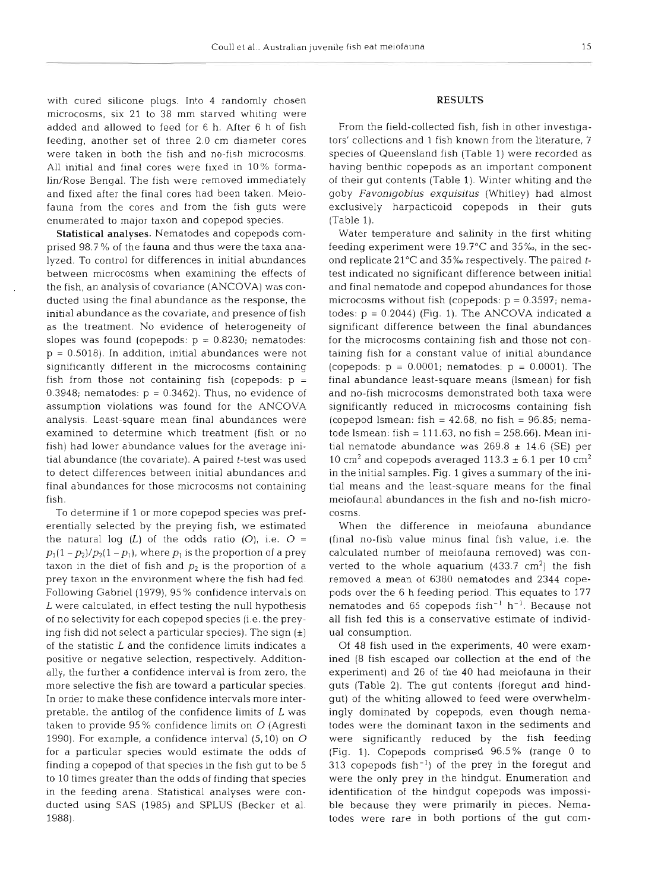with cured silicone plugs. Into 4 randomly chosen microcosms, six 21 to 38 mm starved whiting were added and allowed to feed for 6 h. After 6 h of fish feeding, another set of three 2.0 cm diameter cores were taken in both the fish and no-fish microcosms. All initial and final cores were fixed in 10% formalin/Rose Bengal. The fish were removed immediately and fixed after the final cores had been taken. Meiofauna from the cores and from the fish guts were enumerated to major taxon and copepod species.

**Statistical analyses.** Nematodes and copepods comprised 98.7% of the fauna and thus were the taxa analyzed. To control for differences in initial abundances between microcosms when examining the effects of the fish, an analysis of covariance (ANCOVA) was conducted using the final abundance as the response, the initial abundance as the covariate, and presence of fish as the treatment. No evidence of heterogeneity of slopes was found (copepods: $p = 0.8230$; nematodes: $p = 0.5018$). In addition, initial abundances were not significantly different in the microcosms containing fish from those not containing fish (copepods: $p = 0.3948$; nematodes: $p = 0.3462$). Thus, no evidence of assumption violations was found for the ANCOVA analysis. Least-square mean final abundances were examined to determine which treatment (fish or no fish) had lower abundance values for the average initial abundance (the covariate). A paired *t*-test was used to detect differences between initial abundances and final abundances for those microcosms not containing fish.

To determine if 1 or more copepod species was preferentially selected by the preying fish, we estimated the natural log ($L$) of the odds ratio ($O$), i.e. $O = p_1(1 - p_2)/p_2(1 - p_1)$, where $p_1$ is the proportion of a prey taxon in the diet of fish and $p_2$ is the proportion of a prey taxon in the environment where the fish had fed. Following Gabriel (1979), 95% confidence intervals on $L$ were calculated, in effect testing the null hypothesis of no selectivity for each copepod species (i.e. the preying fish did not select a particular species). The sign (±) of the statistic $L$ and the confidence limits indicates a positive or negative selection, respectively. Additionally, the further a confidence interval is from zero, the more selective the fish are toward a particular species. In order to make these confidence intervals more interpretable, the antilog of the confidence limits of $L$ was taken to provide 95% confidence limits on $O$ (Agresti 1990). For example, a confidence interval (5,10) on $O$ for a particular species would estimate the odds of finding a copepod of that species in the fish gut to be 5 to 10 times greater than the odds of finding that species in the feeding arena. Statistical analyses were conducted using SAS (1985) and SPLUS (Becker et al. 1988).

## RESULTS

From the field-collected fish, fish in other investigators' collections and 1 fish known from the literature, 7 species of Queensland fish (Table 1) were recorded as having benthic copepods as an important component of their gut contents (Table 1). Winter whiting and the goby *Favonigobius exquisitus* (Whitley) had almost exclusively harpacticoid copepods in their guts (Table 1).

Water temperature and salinity in the first whiting feeding experiment were 19.7°C and 35‰, in the second replicate 21°C and 35‰ respectively. The paired *t*-test indicated no significant difference between initial and final nematode and copepod abundances for those microcosms without fish (copepods: $p = 0.3597$; nematodes: $p = 0.2044$) (Fig. 1). The ANCOVA indicated a significant difference between the final abundances for the microcosms containing fish and those not containing fish for a constant value of initial abundance (copepods: $p = 0.0001$; nematodes: $p = 0.0001$). The final abundance least-square means (lsmean) for fish and no-fish microcosms demonstrated both taxa were significantly reduced in microcosms containing fish (copepod lsmean: fish = 42.68, no fish = 96.85; nematode lsmean: fish = 111.63, no fish = 258.66). Mean initial nematode abundance was 269.8 ± 14.6 (SE) per 10 cm$^2$ and copepods averaged 113.3 ± 6.1 per 10 cm$^2$ in the initial samples. Fig. 1 gives a summary of the initial means and the least-square means for the final meiofaunal abundances in the fish and no-fish microcosms.

When the difference in meiofauna abundance (final no-fish value minus final fish value, i.e. the calculated number of meiofauna removed) was converted to the whole aquarium (433.7 cm$^2$) the fish removed a mean of 6380 nematodes and 2344 copepods over the 6 h feeding period. This equates to 177 nematodes and 65 copepods fish$^{-1}$ h$^{-1}$. Because not all fish fed this is a conservative estimate of individual consumption.

Of 48 fish used in the experiments, 40 were examined (8 fish escaped our collection at the end of the experiment) and 26 of the 40 had meiofauna in their guts (Table 2). The gut contents (foregut and hindgut) of the whiting allowed to feed were overwhelmingly dominated by copepods, even though nematodes were the dominant taxon in the sediments and were significantly reduced by the fish feeding (Fig. 1). Copepods comprised 96.5% (range 0 to 313 copepods fish$^{-1}$) of the prey in the foregut and were the only prey in the hindgut. Enumeration and identification of the hindgut copepods was impossible because they were primarily in pieces. Nematodes were rare in both portions of the gut com-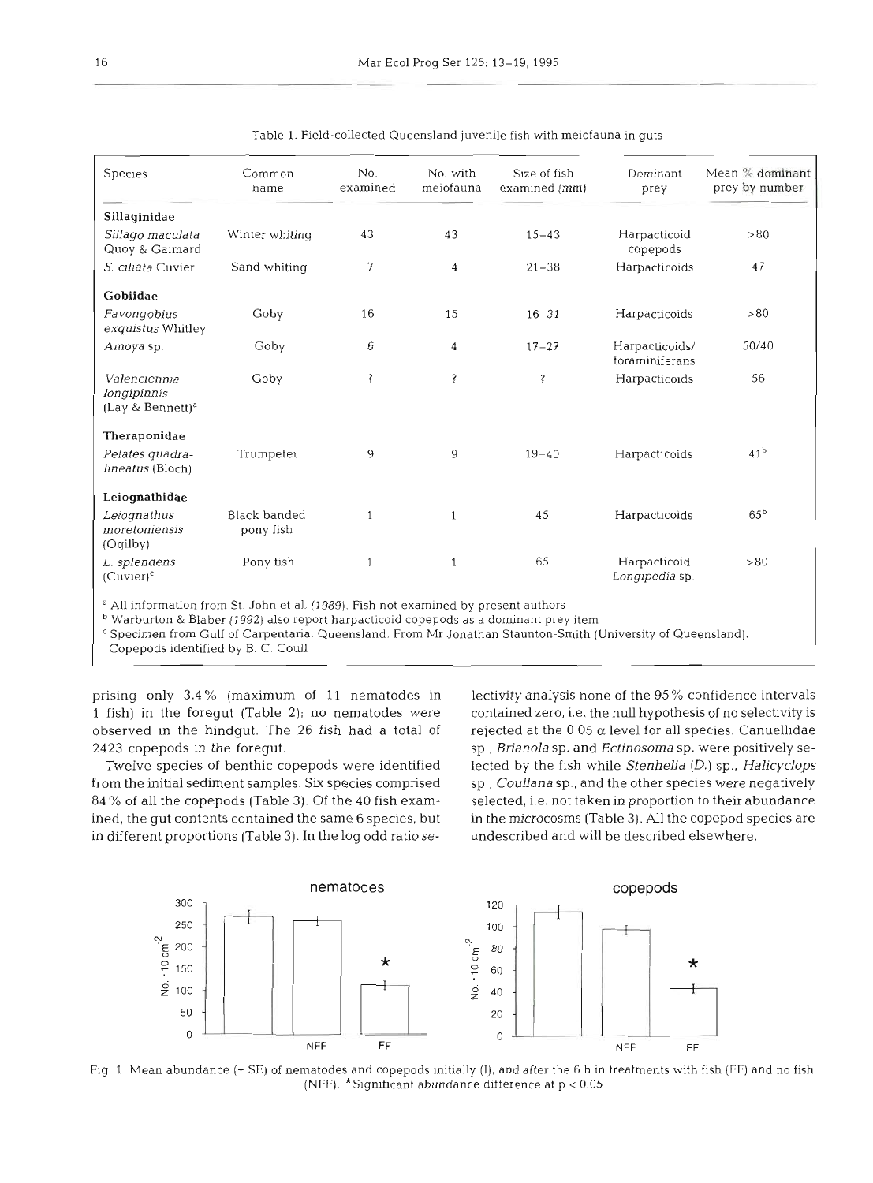Table 1. Field-collected Queensland juvenile fish with meiofauna in guts

| Species | Common name | No. examined | No. with meiofauna | Size of fish examined (mm) | Dominant prey | Mean % dominant prey by number |
|---|---|---|---|---|---|---|
| **Sillaginidae** | | | | | | |
| *Sillago maculata* Quoy & Gaimard | Winter whiting | 43 | 43 | 15–43 | Harpacticoid copepods | >80 |
| *S. ciliata* Cuvier | Sand whiting | 7 | 4 | 21–38 | Harpacticoids | 47 |
| **Gobiidae** | | | | | | |
| *Favongobius exquistus* Whitley | Goby | 16 | 15 | 16–31 | Harpacticoids | >80 |
| *Amoya* sp. | Goby | 6 | 4 | 17–27 | Harpacticoids/ foraminiferans | 50/40 |
| *Valenciennia longipinnis* (Lay & Bennett)[a] | Goby | ? | ? | ? | Harpacticoids | 56 |
| **Theraponidae** | | | | | | |
| *Pelates quadralineatus* (Bloch) | Trumpeter | 9 | 9 | 19–40 | Harpacticoids | 41[b] |
| **Leiognathidae** | | | | | | |
| *Leiognathus moretoniensis* (Ogilby) | Black banded pony fish | 1 | 1 | 45 | Harpacticoids | 65[b] |
| *L. splendens* (Cuvier)[c] | Pony fish | 1 | 1 | 65 | Harpacticoid *Longipedia* sp. | >80 |

[a] All information from St. John et al. (1989). Fish not examined by present authors
[b] Warburton & Blaber (1992) also report harpacticoid copepods as a dominant prey item
[c] Specimen from Gulf of Carpentaria, Queensland. From Mr Jonathan Staunton-Smith (University of Queensland). Copepods identified by B. C. Coull

prising only 3.4% (maximum of 11 nematodes in 1 fish) in the foregut (Table 2); no nematodes were observed in the hindgut. The 26 fish had a total of 2423 copepods in the foregut.

Twelve species of benthic copepods were identified from the initial sediment samples. Six species comprised 84% of all the copepods (Table 3). Of the 40 fish examined, the gut contents contained the same 6 species, but in different proportions (Table 3). In the log odd ratio selectivity analysis none of the 95% confidence intervals contained zero, i.e. the null hypothesis of no selectivity is rejected at the 0.05 $\alpha$ level for all species. Canuellidae sp., *Brianola* sp. and *Ectinosoma* sp. were positively selected by the fish while *Stenhelia* (*D.*) sp., *Halicyclops* sp., *Coullana* sp., and the other species were negatively selected, i.e. not taken in proportion to their abundance in the microcosms (Table 3). All the copepod species are undescribed and will be described elsewhere.

Fig. 1. Mean abundance (± SE) of nematodes and copepods initially (I), and after the 6 h in treatments with fish (FF) and no fish (NFF). *Significant abundance difference at $p < 0.05$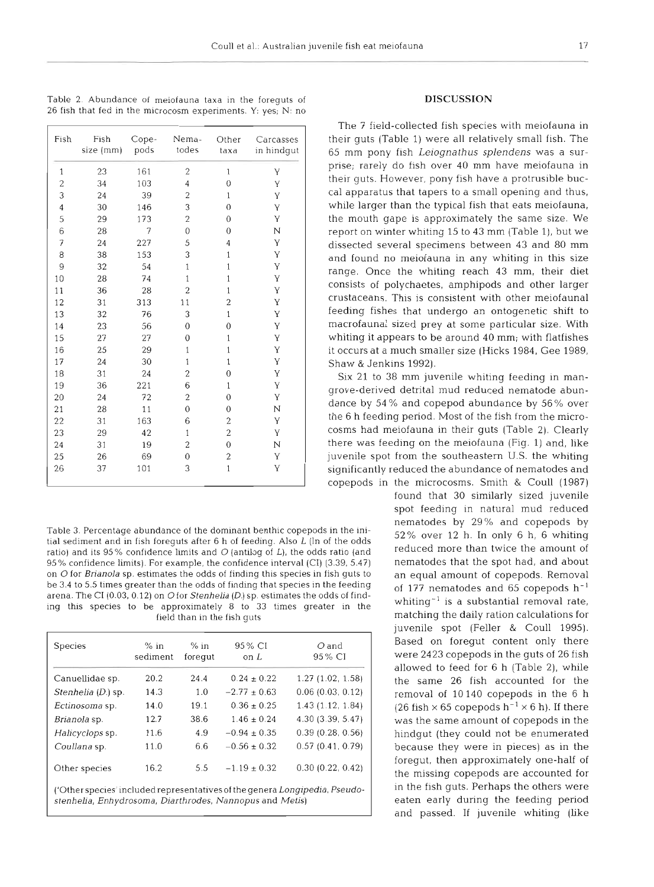Table 2. Abundance of meiofauna taxa in the foreguts of 26 fish that fed in the microcosm experiments. Y: yes; N: no

| Fish | Fish size (mm) | Copepods | Nematodes | Other taxa | Carcasses in hindgut |
|---|---|---|---|---|---|
| 1 | 23 | 161 | 2 | 1 | Y |
| 2 | 34 | 103 | 4 | 0 | Y |
| 3 | 24 | 39 | 2 | 1 | Y |
| 4 | 30 | 146 | 3 | 0 | Y |
| 5 | 29 | 173 | 2 | 0 | Y |
| 6 | 28 | 7 | 0 | 0 | N |
| 7 | 24 | 227 | 5 | 4 | Y |
| 8 | 38 | 153 | 3 | 1 | Y |
| 9 | 32 | 54 | 1 | 1 | Y |
| 10 | 28 | 74 | 1 | 1 | Y |
| 11 | 36 | 28 | 2 | 1 | Y |
| 12 | 31 | 313 | 11 | 2 | Y |
| 13 | 32 | 76 | 3 | 1 | Y |
| 14 | 23 | 56 | 0 | 0 | Y |
| 15 | 27 | 27 | 0 | 1 | Y |
| 16 | 25 | 29 | 1 | 1 | Y |
| 17 | 24 | 30 | 1 | 1 | Y |
| 18 | 31 | 24 | 2 | 0 | Y |
| 19 | 36 | 221 | 6 | 1 | Y |
| 20 | 24 | 72 | 2 | 0 | Y |
| 21 | 28 | 11 | 0 | 0 | N |
| 22 | 31 | 163 | 6 | 2 | Y |
| 23 | 29 | 42 | 1 | 2 | Y |
| 24 | 31 | 19 | 2 | 0 | N |
| 25 | 26 | 69 | 0 | 2 | Y |
| 26 | 37 | 101 | 3 | 1 | Y |

Table 3. Percentage abundance of the dominant benthic copepods in the initial sediment and in fish foreguts after 6 h of feeding. Also $L$ (ln of the odds ratio) and its 95% confidence limits and $O$ (antilog of $L$), the odds ratio (and 95% confidence limits). For example, the confidence interval (CI) (3.39, 5.47) on $O$ for *Brianola* sp. estimates the odds of finding this species in fish guts to be 3.4 to 5.5 times greater than the odds of finding that species in the feeding arena. The CI (0.03, 0.12) on $O$ for *Stenhelia* (*D.*) sp. estimates the odds of finding this species to be approximately 8 to 33 times greater in the field than in the fish guts

| Species | % in sediment | % in foregut | 95% CI on $L$ | $O$ and 95% CI |
|---|---|---|---|---|
| Canuellidae sp. | 20.2 | 24.4 | 0.24 ± 0.22 | 1.27 (1.02, 1.58) |
| *Stenhelia* (*D.*) sp. | 14.3 | 1.0 | −2.77 ± 0.63 | 0.06 (0.03, 0.12) |
| *Ectinosoma* sp. | 14.0 | 19.1 | 0.36 ± 0.25 | 1.43 (1.12, 1.84) |
| *Brianola* sp. | 12.7 | 38.6 | 1.46 ± 0.24 | 4.30 (3.39, 5.47) |
| *Halicyclops* sp. | 11.6 | 4.9 | −0.94 ± 0.35 | 0.39 (0.28, 0.56) |
| *Coullana* sp. | 11.0 | 6.6 | −0.56 ± 0.32 | 0.57 (0.41, 0.79) |
| Other species | 16.2 | 5.5 | −1.19 ± 0.32 | 0.30 (0.22, 0.42) |

('Other species' included representatives of the genera *Longipedia*, *Pseudostenhelia*, *Enhydrosoma*, *Diarthrodes*, *Nannopus* and *Metis*)

## DISCUSSION

The 7 field-collected fish species with meiofauna in their guts (Table 1) were all relatively small fish. The 65 mm pony fish *Leiognathus splendens* was a surprise; rarely do fish over 40 mm have meiofauna in their guts. However, pony fish have a protrusible buccal apparatus that tapers to a small opening and thus, while larger than the typical fish that eats meiofauna, the mouth gape is approximately the same size. We report on winter whiting 15 to 43 mm (Table 1), but we dissected several specimens between 43 and 80 mm and found no meiofauna in any whiting in this size range. Once the whiting reach 43 mm, their diet consists of polychaetes, amphipods and other larger crustaceans. This is consistent with other meiofaunal feeding fishes that undergo an ontogenetic shift to macrofaunal sized prey at some particular size. With whiting it appears to be around 40 mm; with flatfishes it occurs at a much smaller size (Hicks 1984, Gee 1989, Shaw & Jenkins 1992).

Six 21 to 38 mm juvenile whiting feeding in mangrove-derived detrital mud reduced nematode abundance by 54% and copepod abundance by 56% over the 6 h feeding period. Most of the fish from the microcosms had meiofauna in their guts (Table 2). Clearly there was feeding on the meiofauna (Fig. 1) and, like juvenile spot from the southeastern U.S. the whiting significantly reduced the abundance of nematodes and copepods in the microcosms. Smith & Coull (1987) found that 30 similarly sized juvenile spot feeding in natural mud reduced nematodes by 29% and copepods by 52% over 12 h. In only 6 h, 6 whiting reduced more than twice the amount of nematodes that the spot had, and about an equal amount of copepods. Removal of 177 nematodes and 65 copepods $h^{-1}$ whiting$^{-1}$ is a substantial removal rate, matching the daily ration calculations for juvenile spot (Feller & Coull 1995). Based on foregut content only there were 2423 copepods in the guts of 26 fish allowed to feed for 6 h (Table 2), while the same 26 fish accounted for the removal of 10140 copepods in the 6 h (26 fish × 65 copepods $h^{-1}$ × 6 h). If there was the same amount of copepods in the hindgut (they could not be enumerated because they were in pieces) as in the foregut, then approximately one-half of the missing copepods are accounted for in the fish guts. Perhaps the others were eaten early during the feeding period and passed. If juvenile whiting (like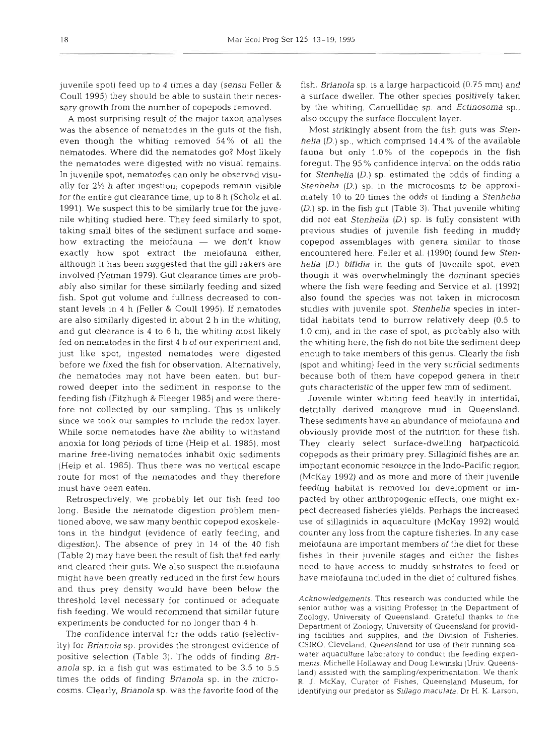juvenile spot) feed up to 4 times a day (*sensu* Feller & Coull 1995) they should be able to sustain their necessary growth from the number of copepods removed.

A most surprising result of the major taxon analyses was the absence of nematodes in the guts of the fish, even though the whiting removed 54% of all the nematodes. Where did the nematodes go? Most likely the nematodes were digested with no visual remains. In juvenile spot, nematodes can only be observed visually for 2½ h after ingestion; copepods remain visible for the entire gut clearance time, up to 8 h (Scholz et al. 1991). We suspect this to be similarly true for the juvenile whiting studied here. They feed similarly to spot, taking small bites of the sediment surface and somehow extracting the meiofauna — we don't know exactly how spot extract the meiofauna either, although it has been suggested that the gill rakers are involved (Yetman 1979). Gut clearance times are probably also similar for these similarly feeding and sized fish. Spot gut volume and fullness decreased to constant levels in 4 h (Feller & Coull 1995). If nematodes are also similarly digested in about 2 h in the whiting, and gut clearance is 4 to 6 h, the whiting most likely fed on nematodes in the first 4 h of our experiment and, just like spot, ingested nematodes were digested before we fixed the fish for observation. Alternatively, the nematodes may not have been eaten, but burrowed deeper into the sediment in response to the feeding fish (Fitzhugh & Fleeger 1985) and were therefore not collected by our sampling. This is unlikely since we took our samples to include the redox layer. While some nematodes have the ability to withstand anoxia for long periods of time (Heip et al. 1985), most marine free-living nematodes inhabit oxic sediments (Heip et al. 1985). Thus there was no vertical escape route for most of the nematodes and they therefore must have been eaten.

Retrospectively, we probably let our fish feed too long. Beside the nematode digestion problem mentioned above, we saw many benthic copepod exoskeletons in the hindgut (evidence of early feeding, and digestion). The absence of prey in 14 of the 40 fish (Table 2) may have been the result of fish that fed early and cleared their guts. We also suspect the meiofauna might have been greatly reduced in the first few hours and thus prey density would have been below the threshold level necessary for continued or adequate fish feeding. We would recommend that similar future experiments be conducted for no longer than 4 h.

The confidence interval for the odds ratio (selectivity) for *Brianola* sp. provides the strongest evidence of positive selection (Table 3). The odds of finding *Brianola* sp. in a fish gut was estimated to be 3.5 to 5.5 times the odds of finding *Brianola* sp. in the microcosms. Clearly, *Brianola* sp. was the favorite food of the fish. *Brianola* sp. is a large harpacticoid (0.75 mm) and a surface dweller. The other species positively taken by the whiting, Canuellidae sp. and *Ectinosoma* sp., also occupy the surface flocculent layer.

Most strikingly absent from the fish guts was *Stenhelia* (*D.*) sp., which comprised 14.4% of the available fauna but only 1.0% of the copepods in the fish foregut. The 95% confidence interval on the odds ratio for *Stenhelia* (*D.*) sp. estimated the odds of finding a *Stenhelia* (*D.*) sp. in the microcosms to be approximately 10 to 20 times the odds of finding a *Stenhelia* (*D.*) sp. in the fish gut (Table 3). That juvenile whiting did not eat *Stenhelia* (*D.*) sp. is fully consistent with previous studies of juvenile fish feeding in muddy copepod assemblages with genera similar to those encountered here. Feller et al. (1990) found few *Stenhelia* (*D.*) *bifidia* in the guts of juvenile spot, even though it was overwhelmingly the dominant species where the fish were feeding and Service et al. (1992) also found the species was not taken in microcosm studies with juvenile spot. *Stenhelia* species in intertidal habitats tend to burrow relatively deep (0.5 to 1.0 cm), and in the case of spot, as probably also with the whiting here, the fish do not bite the sediment deep enough to take members of this genus. Clearly the fish (spot and whiting) feed in the very surficial sediments because both of them have copepod genera in their guts characteristic of the upper few mm of sediment.

Juvenile winter whiting feed heavily in intertidal, detritally derived mangrove mud in Queensland. These sediments have an abundance of meiofauna and obviously provide most of the nutrition for these fish. They clearly select surface-dwelling harpacticoid copepods as their primary prey. Sillaginid fishes are an important economic resource in the Indo-Pacific region (McKay 1992) and as more and more of their juvenile feeding habitat is removed for development or impacted by other anthropogenic effects, one might expect decreased fisheries yields. Perhaps the increased use of sillaginids in aquaculture (McKay 1992) would counter any loss from the capture fisheries. In any case meiofauna are important members of the diet for these fishes in their juvenile stages and either the fishes need to have access to muddy substrates to feed or have meiofauna included in the diet of cultured fishes.

*Acknowledgements.* This research was conducted while the senior author was a visiting Professor in the Department of Zoology, University of Queensland. Grateful thanks to the Department of Zoology, University of Queensland for providing facilities and supplies, and the Division of Fisheries, CSIRO, Cleveland, Queensland for use of their running seawater aquaculture laboratory to conduct the feeding experiments. Michelle Hollaway and Doug Lewinski (Univ. Queensland) assisted with the sampling/experimentation. We thank R. J. McKay, Curator of Fishes, Queensland Museum, for identifying our predator as *Sillago maculata*, Dr H. K. Larson,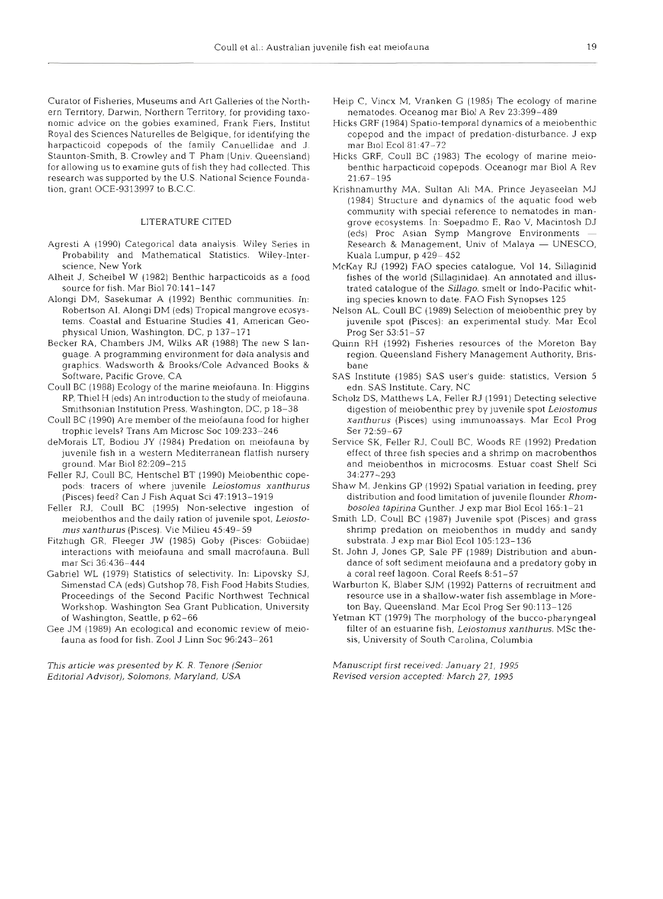Curator of Fisheries, Museums and Art Galleries of the Northern Territory, Darwin, Northern Territory, for providing taxonomic advice on the gobies examined, Frank Fiers, Institut Royal des Sciences Naturelles de Belgique, for identifying the harpacticoid copepods of the family Canuellidae and J. Staunton-Smith, B. Crowley and T. Pham (Univ. Queensland) for allowing us to examine guts of fish they had collected. This research was supported by the U.S. National Science Foundation, grant OCE-9313997 to B.C.C.

## LITERATURE CITED

Agresti A (1990) Categorical data analysis. Wiley Series in Probability and Mathematical Statistics. Wiley-Interscience, New York

Alheit J, Scheibel W (1982) Benthic harpacticoids as a food source for fish. Mar Biol 70:141–147

Alongi DM, Sasekumar A (1992) Benthic communities. In: Robertson AI, Alongi DM (eds) Tropical mangrove ecosystems. Coastal and Estuarine Studies 41, American Geophysical Union, Washington, DC, p 137–171

Becker RA, Chambers JM, Wilks AR (1988) The new S language. A programming environment for data analysis and graphics. Wadsworth & Brooks/Cole Advanced Books & Software, Pacific Grove, CA

Coull BC (1988) Ecology of the marine meiofauna. In: Higgins RP, Thiel H (eds) An introduction to the study of meiofauna. Smithsonian Institution Press, Washington, DC, p 18–38

Coull BC (1990) Are member of the meiofauna food for higher trophic levels? Trans Am Microsc Soc 109:233–246

deMorais LT, Bodiou JY (1984) Predation on meiofauna by juvenile fish in a western Mediterranean flatfish nursery ground. Mar Biol 82:209–215

Feller RJ, Coull BC, Hentschel BT (1990) Meiobenthic copepods: tracers of where juvenile *Leiostomus xanthurus* (Pisces) feed? Can J Fish Aquat Sci 47:1913–1919

Feller RJ, Coull BC (1995) Non-selective ingestion of meiobenthos and the daily ration of juvenile spot, *Leiostomus xanthurus* (Pisces). Vie Milieu 45:49–59

Fitzhugh GR, Fleeger JW (1985) Goby (Pisces: Gobiidae) interactions with meiofauna and small macrofauna. Bull mar Sci 36:436–444

Gabriel WL (1979) Statistics of selectivity. In: Lipovsky SJ, Simenstad CA (eds) Gutshop 78, Fish Food Habits Studies, Proceedings of the Second Pacific Northwest Technical Workshop. Washington Sea Grant Publication, University of Washington, Seattle, p 62–66

Gee JM (1989) An ecological and economic review of meiofauna as food for fish. Zool J Linn Soc 96:243–261

Heip C, Vincx M, Vranken G (1985) The ecology of marine nematodes. Oceanog mar Biol A Rev 23:399–489

Hicks GRF (1984) Spatio-temporal dynamics of a meiobenthic copepod and the impact of predation-disturbance. J exp mar Biol Ecol 81:47–72

Hicks GRF, Coull BC (1983) The ecology of marine meiobenthic harpacticoid copepods. Oceanogr mar Biol A Rev 21:67–195

Krishnamurthy MA, Sultan Ali MA, Prince Jeyaseelan MJ (1984) Structure and dynamics of the aquatic food web community with special reference to nematodes in mangrove ecosystems. In: Soepadmo E, Rao V, Macintosh DJ (eds) Proc Asian Symp Mangrove Environments — Research & Management, Univ of Malaya — UNESCO, Kuala Lumpur, p 429–452

McKay RJ (1992) FAO species catalogue, Vol 14, Sillaginid fishes of the world (Sillaginidae). An annotated and illustrated catalogue of the *Sillago*, smelt or Indo-Pacific whiting species known to date. FAO Fish Synopses 125

Nelson AL, Coull BC (1989) Selection of meiobenthic prey by juvenile spot (Pisces): an experimental study. Mar Ecol Prog Ser 53:51–57

Quinn RH (1992) Fisheries resources of the Moreton Bay region. Queensland Fishery Management Authority, Brisbane

SAS Institute (1985) SAS user's guide: statistics, Version 5 edn. SAS Institute, Cary, NC

Scholz DS, Matthews LA, Feller RJ (1991) Detecting selective digestion of meiobenthic prey by juvenile spot *Leiostomus xanthurus* (Pisces) using immunoassays. Mar Ecol Prog Ser 72:59–67

Service SK, Feller RJ, Coull BC, Woods RE (1992) Predation effect of three fish species and a shrimp on macrobenthos and meiobenthos in microcosms. Estuar coast Shelf Sci 34:277–293

Shaw M, Jenkins GP (1992) Spatial variation in feeding, prey distribution and food limitation of juvenile flounder *Rhombosolea tapirina* Gunther. J exp mar Biol Ecol 165:1–21

Smith LD, Coull BC (1987) Juvenile spot (Pisces) and grass shrimp predation on meiobenthos in muddy and sandy substrata. J exp mar Biol Ecol 105:123–136

St. John J, Jones GP, Sale PF (1989) Distribution and abundance of soft sediment meiofauna and a predatory goby in a coral reef lagoon. Coral Reefs 8:51–57

Warburton K, Blaber SJM (1992) Patterns of recruitment and resource use in a shallow-water fish assemblage in Moreton Bay, Queensland. Mar Ecol Prog Ser 90:113–126

Yetman KT (1979) The morphology of the bucco-pharyngeal filter of an estuarine fish, *Leiostomus xanthurus*. MSc thesis, University of South Carolina, Columbia

*This article was presented by K. R. Tenore (Senior Editorial Advisor), Solomons, Maryland, USA*

*Manuscript first received: January 21, 1995*
*Revised version accepted: March 27, 1995*